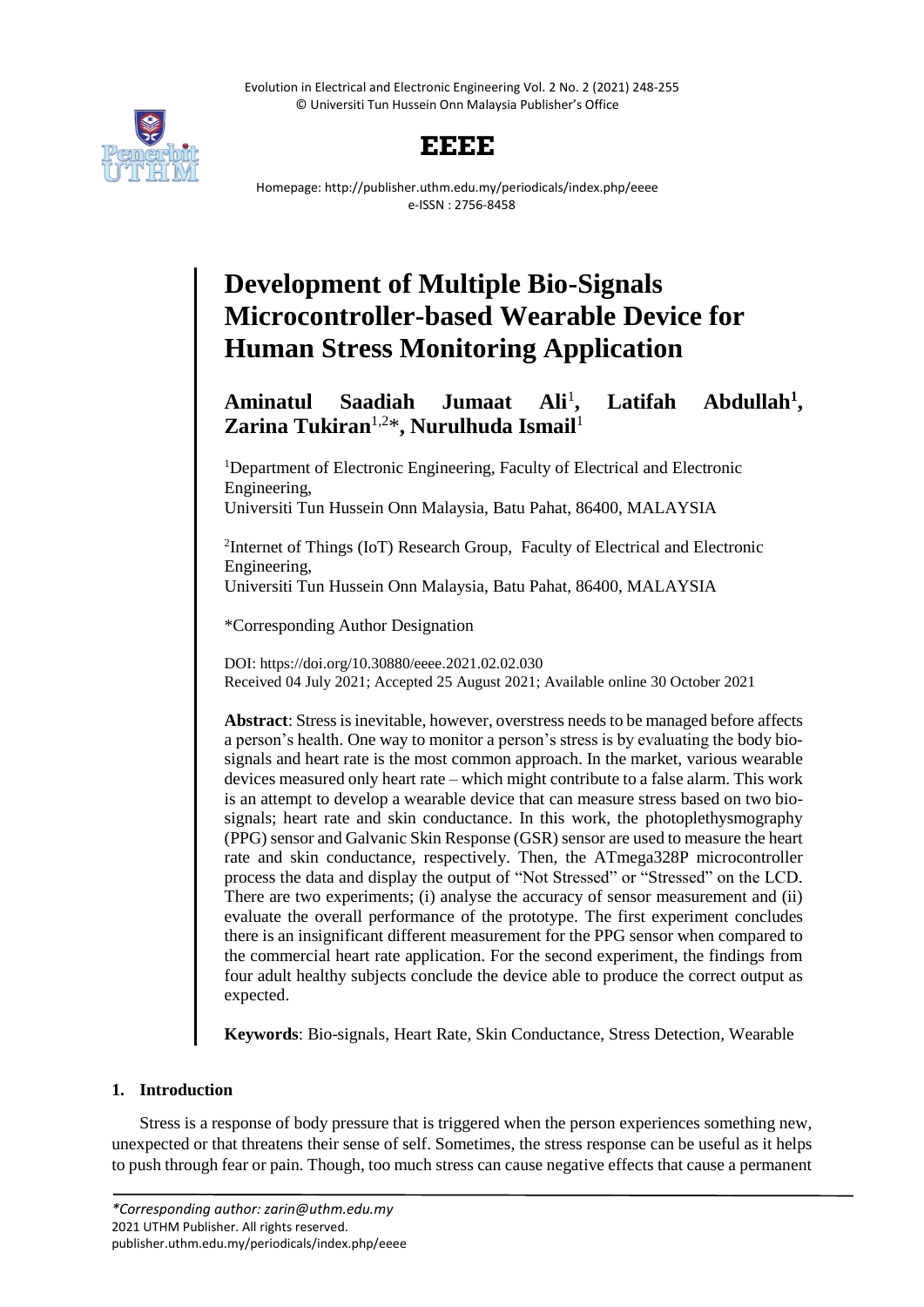# Development of Multiple Bio-Signals Microcontroller-based Wearable Device for Human Stress Monitoring Application

**Aminatul Saadiah Jumaat Ali**[1], **Latifah Abdullah**[1], **Zarina Tukiran**[1,2]*, **Nurulhuda Ismail**[1]

[1]Department of Electronic Engineering, Faculty of Electrical and Electronic Engineering,
Universiti Tun Hussein Onn Malaysia, Batu Pahat, 86400, MALAYSIA

[2]Internet of Things (IoT) Research Group, Faculty of Electrical and Electronic Engineering,
Universiti Tun Hussein Onn Malaysia, Batu Pahat, 86400, MALAYSIA

*Corresponding Author Designation

DOI: https://doi.org/10.30880/eeee.2021.02.02.030
Received 04 July 2021; Accepted 25 August 2021; Available online 30 October 2021

**Abstract**: Stress is inevitable, however, overstress needs to be managed before affects a person's health. One way to monitor a person's stress is by evaluating the body bio-signals and heart rate is the most common approach. In the market, various wearable devices measured only heart rate – which might contribute to a false alarm. This work is an attempt to develop a wearable device that can measure stress based on two bio-signals; heart rate and skin conductance. In this work, the photoplethysmography (PPG) sensor and Galvanic Skin Response (GSR) sensor are used to measure the heart rate and skin conductance, respectively. Then, the ATmega328P microcontroller process the data and display the output of "Not Stressed" or "Stressed" on the LCD. There are two experiments; (i) analyse the accuracy of sensor measurement and (ii) evaluate the overall performance of the prototype. The first experiment concludes there is an insignificant different measurement for the PPG sensor when compared to the commercial heart rate application. For the second experiment, the findings from four adult healthy subjects conclude the device able to produce the correct output as expected.

**Keywords**: Bio-signals, Heart Rate, Skin Conductance, Stress Detection, Wearable

## 1. Introduction

Stress is a response of body pressure that is triggered when the person experiences something new, unexpected or that threatens their sense of self. Sometimes, the stress response can be useful as it helps to push through fear or pain. Though, too much stress can cause negative effects that cause a permanent

*\*Corresponding author: zarin@uthm.edu.my*
2021 UTHM Publisher. All rights reserved.
publisher.uthm.edu.my/periodicals/index.php/eeee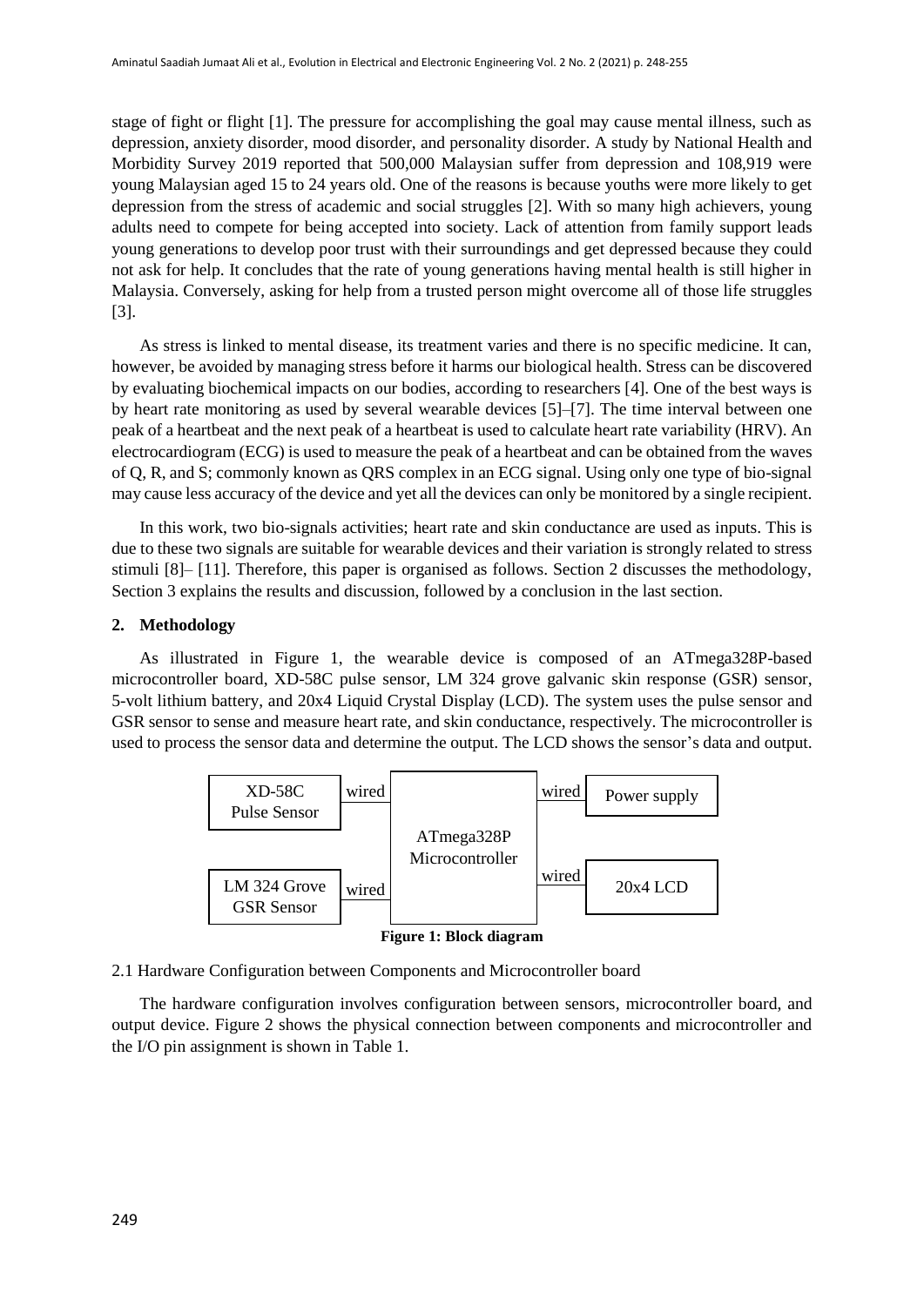stage of fight or flight [1]. The pressure for accomplishing the goal may cause mental illness, such as depression, anxiety disorder, mood disorder, and personality disorder. A study by National Health and Morbidity Survey 2019 reported that 500,000 Malaysian suffer from depression and 108,919 were young Malaysian aged 15 to 24 years old. One of the reasons is because youths were more likely to get depression from the stress of academic and social struggles [2]. With so many high achievers, young adults need to compete for being accepted into society. Lack of attention from family support leads young generations to develop poor trust with their surroundings and get depressed because they could not ask for help. It concludes that the rate of young generations having mental health is still higher in Malaysia. Conversely, asking for help from a trusted person might overcome all of those life struggles [3].

As stress is linked to mental disease, its treatment varies and there is no specific medicine. It can, however, be avoided by managing stress before it harms our biological health. Stress can be discovered by evaluating biochemical impacts on our bodies, according to researchers [4]. One of the best ways is by heart rate monitoring as used by several wearable devices [5]–[7]. The time interval between one peak of a heartbeat and the next peak of a heartbeat is used to calculate heart rate variability (HRV). An electrocardiogram (ECG) is used to measure the peak of a heartbeat and can be obtained from the waves of Q, R, and S; commonly known as QRS complex in an ECG signal. Using only one type of bio-signal may cause less accuracy of the device and yet all the devices can only be monitored by a single recipient.

In this work, two bio-signals activities; heart rate and skin conductance are used as inputs. This is due to these two signals are suitable for wearable devices and their variation is strongly related to stress stimuli [8]– [11]. Therefore, this paper is organised as follows. Section 2 discusses the methodology, Section 3 explains the results and discussion, followed by a conclusion in the last section.

## 2. Methodology

As illustrated in Figure 1, the wearable device is composed of an ATmega328P-based microcontroller board, XD-58C pulse sensor, LM 324 grove galvanic skin response (GSR) sensor, 5-volt lithium battery, and 20x4 Liquid Crystal Display (LCD). The system uses the pulse sensor and GSR sensor to sense and measure heart rate, and skin conductance, respectively. The microcontroller is used to process the sensor data and determine the output. The LCD shows the sensor's data and output.

XD-58C Pulse Sensor — wired — ATmega328P Microcontroller — wired — Power supply

LM 324 Grove GSR Sensor — wired — ATmega328P Microcontroller — wired — 20x4 LCD

**Figure 1: Block diagram**

### 2.1 Hardware Configuration between Components and Microcontroller board

The hardware configuration involves configuration between sensors, microcontroller board, and output device. Figure 2 shows the physical connection between components and microcontroller and the I/O pin assignment is shown in Table 1.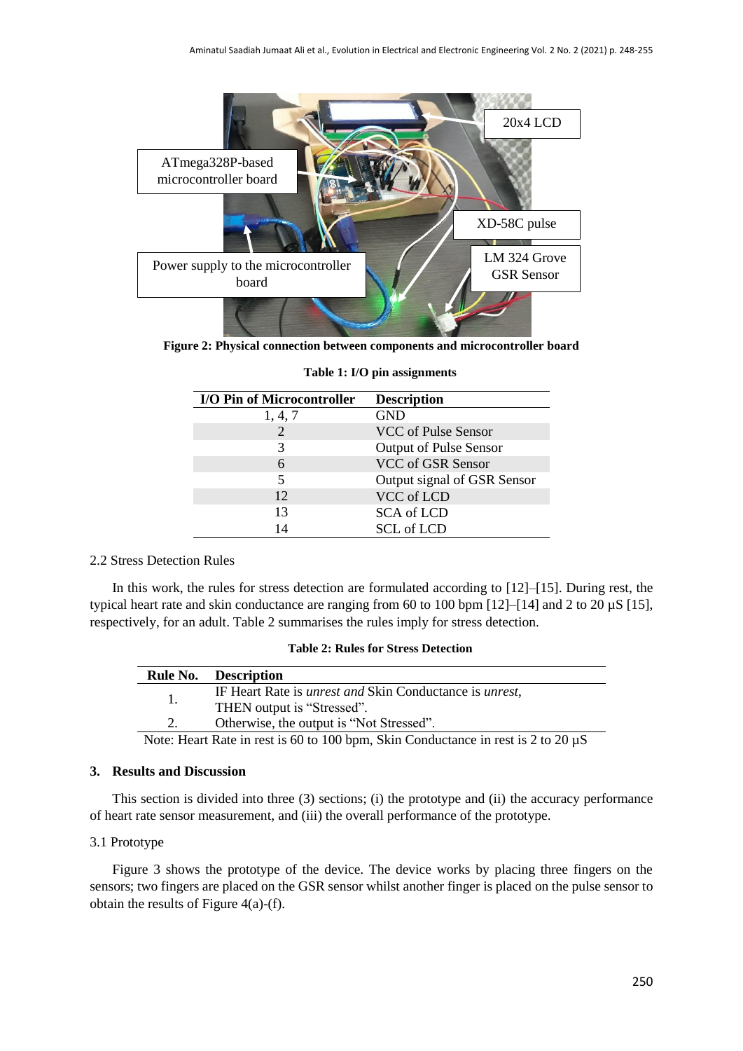Figure 2: Physical connection between components and microcontroller board

**Table 1: I/O pin assignments**

| I/O Pin of Microcontroller | Description |
|---|---|
| 1, 4, 7 | GND |
| 2 | VCC of Pulse Sensor |
| 3 | Output of Pulse Sensor |
| 6 | VCC of GSR Sensor |
| 5 | Output signal of GSR Sensor |
| 12 | VCC of LCD |
| 13 | SCA of LCD |
| 14 | SCL of LCD |

### 2.2 Stress Detection Rules

In this work, the rules for stress detection are formulated according to [12]–[15]. During rest, the typical heart rate and skin conductance are ranging from 60 to 100 bpm [12]–[14] and 2 to 20 µS [15], respectively, for an adult. Table 2 summarises the rules imply for stress detection.

**Table 2: Rules for Stress Detection**

| Rule No. | Description |
|---|---|
| 1. | IF Heart Rate is *unrest and* Skin Conductance is *unrest*, THEN output is "Stressed". |
| 2. | Otherwise, the output is "Not Stressed". |

Note: Heart Rate in rest is 60 to 100 bpm, Skin Conductance in rest is 2 to 20 µS

## 3. Results and Discussion

This section is divided into three (3) sections; (i) the prototype and (ii) the accuracy performance of heart rate sensor measurement, and (iii) the overall performance of the prototype.

### 3.1 Prototype

Figure 3 shows the prototype of the device. The device works by placing three fingers on the sensors; two fingers are placed on the GSR sensor whilst another finger is placed on the pulse sensor to obtain the results of Figure 4(a)-(f).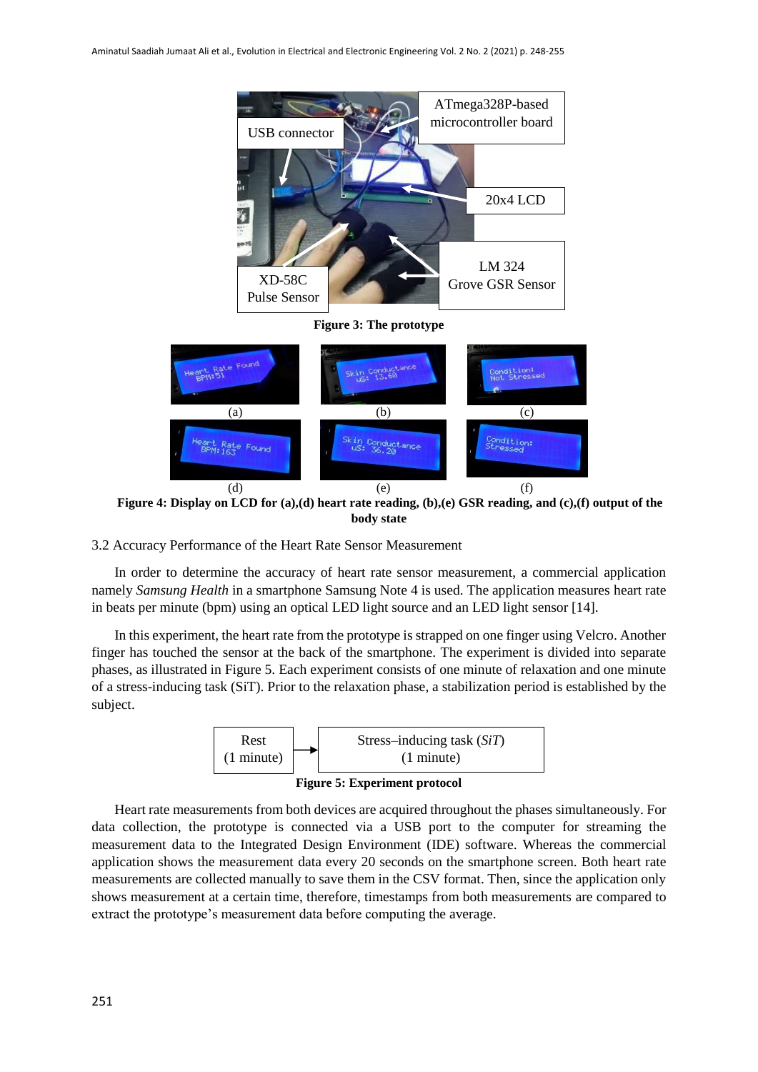**Figure 3: The prototype**

**Figure 4: Display on LCD for (a),(d) heart rate reading, (b),(e) GSR reading, and (c),(f) output of the body state**

3.2 Accuracy Performance of the Heart Rate Sensor Measurement

In order to determine the accuracy of heart rate sensor measurement, a commercial application namely *Samsung Health* in a smartphone Samsung Note 4 is used. The application measures heart rate in beats per minute (bpm) using an optical LED light source and an LED light sensor [14].

In this experiment, the heart rate from the prototype is strapped on one finger using Velcro. Another finger has touched the sensor at the back of the smartphone. The experiment is divided into separate phases, as illustrated in Figure 5. Each experiment consists of one minute of relaxation and one minute of a stress-inducing task (SiT). Prior to the relaxation phase, a stabilization period is established by the subject.

**Figure 5: Experiment protocol**

Heart rate measurements from both devices are acquired throughout the phases simultaneously. For data collection, the prototype is connected via a USB port to the computer for streaming the measurement data to the Integrated Design Environment (IDE) software. Whereas the commercial application shows the measurement data every 20 seconds on the smartphone screen. Both heart rate measurements are collected manually to save them in the CSV format. Then, since the application only shows measurement at a certain time, therefore, timestamps from both measurements are compared to extract the prototype's measurement data before computing the average.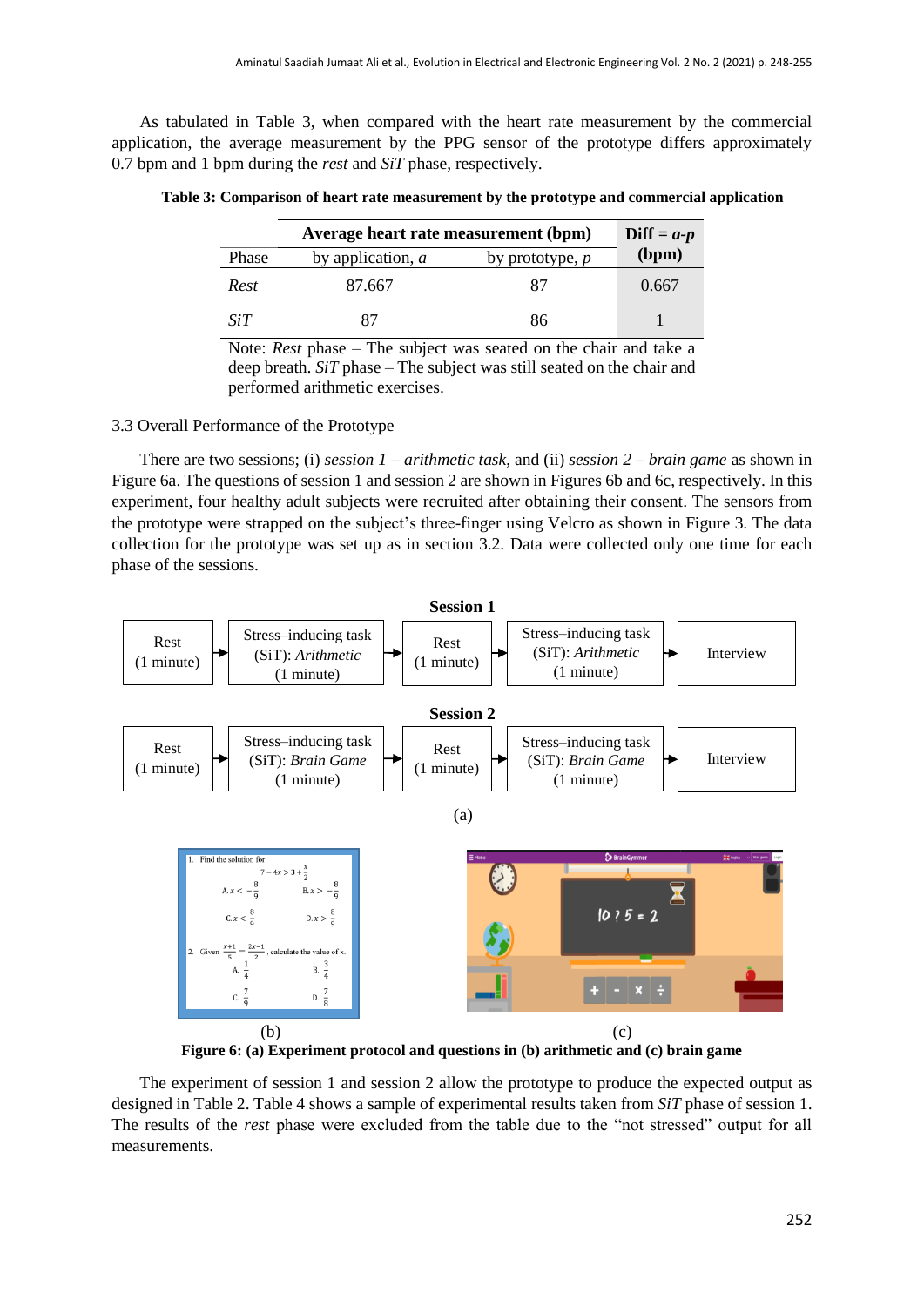As tabulated in Table 3, when compared with the heart rate measurement by the commercial application, the average measurement by the PPG sensor of the prototype differs approximately 0.7 bpm and 1 bpm during the *rest* and *SiT* phase, respectively.

**Table 3: Comparison of heart rate measurement by the prototype and commercial application**

| Phase | Average heart rate measurement (bpm) by application, *a* | by prototype, *p* | Diff = *a-p* (bpm) |
|---|---|---|---|
| *Rest* | 87.667 | 87 | 0.667 |
| *SiT* | 87 | 86 | 1 |

Note: *Rest* phase – The subject was seated on the chair and take a deep breath. *SiT* phase – The subject was still seated on the chair and performed arithmetic exercises.

3.3 Overall Performance of the Prototype

There are two sessions; (i) *session 1 – arithmetic task*, and (ii) *session 2 – brain game* as shown in Figure 6a. The questions of session 1 and session 2 are shown in Figures 6b and 6c, respectively. In this experiment, four healthy adult subjects were recruited after obtaining their consent. The sensors from the prototype were strapped on the subject's three-finger using Velcro as shown in Figure 3. The data collection for the prototype was set up as in section 3.2. Data were collected only one time for each phase of the sessions.

**Session 1**

Rest (1 minute) → Stress–inducing task (SiT): *Arithmetic* (1 minute) → Rest (1 minute) → Stress–inducing task (SiT): *Arithmetic* (1 minute) → Interview

**Session 2**

Rest (1 minute) → Stress–inducing task (SiT): *Brain Game* (1 minute) → Rest (1 minute) → Stress–inducing task (SiT): *Brain Game* (1 minute) → Interview

(a)

(b) (c)

**Figure 6: (a) Experiment protocol and questions in (b) arithmetic and (c) brain game**

The experiment of session 1 and session 2 allow the prototype to produce the expected output as designed in Table 2. Table 4 shows a sample of experimental results taken from *SiT* phase of session 1. The results of the *rest* phase were excluded from the table due to the "not stressed" output for all measurements.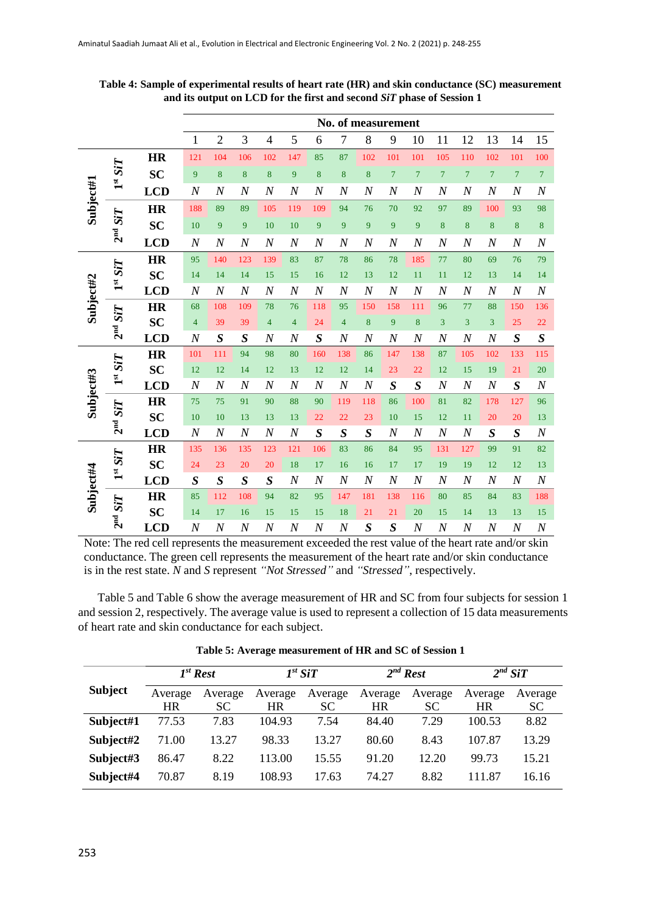**Table 4: Sample of experimental results of heart rate (HR) and skin conductance (SC) measurement and its output on LCD for the first and second *SiT* phase of Session 1**

| | | | No. of measurement | | | | | | | | | | | | | | |
|---|---|---|---|---|---|---|---|---|---|---|---|---|---|---|---|---|---|
| | | | 1 | 2 | 3 | 4 | 5 | 6 | 7 | 8 | 9 | 10 | 11 | 12 | 13 | 14 | 15 |
| Subject#1 | 1st SiT | HR | 121 | 104 | 106 | 102 | 147 | 85 | 87 | 102 | 101 | 101 | 105 | 110 | 102 | 101 | 100 |
| | | SC | 9 | 8 | 8 | 8 | 9 | 8 | 8 | 8 | 7 | 7 | 7 | 7 | 7 | 7 | 7 |
| | | LCD | *N* | *N* | *N* | *N* | *N* | *N* | *N* | *N* | *N* | *N* | *N* | *N* | *N* | *N* | *N* |
| | 2nd SiT | HR | 188 | 89 | 89 | 105 | 119 | 109 | 94 | 76 | 70 | 92 | 97 | 89 | 100 | 93 | 98 |
| | | SC | 10 | 9 | 9 | 10 | 10 | 9 | 9 | 9 | 9 | 9 | 8 | 8 | 8 | 8 | 8 |
| | | LCD | *N* | *N* | *N* | *N* | *N* | *N* | *N* | *N* | *N* | *N* | *N* | *N* | *N* | *N* | *N* |
| Subject#2 | 1st SiT | HR | 95 | 140 | 123 | 139 | 83 | 87 | 78 | 86 | 78 | 185 | 77 | 80 | 69 | 76 | 79 |
| | | SC | 14 | 14 | 14 | 15 | 15 | 16 | 12 | 13 | 12 | 11 | 11 | 12 | 13 | 14 | 14 |
| | | LCD | *N* | *N* | *N* | *N* | *N* | *N* | *N* | *N* | *N* | *N* | *N* | *N* | *N* | *N* | *N* |
| | 2nd SiT | HR | 68 | 108 | 109 | 78 | 76 | 118 | 95 | 150 | 158 | 111 | 96 | 77 | 88 | 150 | 136 |
| | | SC | 4 | 39 | 39 | 4 | 4 | 24 | 4 | 8 | 9 | 8 | 3 | 3 | 3 | 25 | 22 |
| | | LCD | *N* | *S* | *S* | *N* | *N* | *S* | *N* | *N* | *N* | *N* | *N* | *N* | *N* | *S* | *S* |
| Subject#3 | 1st SiT | HR | 101 | 111 | 94 | 98 | 80 | 160 | 138 | 86 | 147 | 138 | 87 | 105 | 102 | 133 | 115 |
| | | SC | 12 | 12 | 14 | 12 | 13 | 12 | 12 | 14 | 23 | 22 | 12 | 15 | 19 | 21 | 20 |
| | | LCD | *N* | *N* | *N* | *N* | *N* | *N* | *N* | *N* | *S* | *S* | *N* | *N* | *N* | *S* | *N* |
| | 2nd SiT | HR | 75 | 75 | 91 | 90 | 88 | 90 | 119 | 118 | 86 | 100 | 81 | 82 | 178 | 127 | 96 |
| | | SC | 10 | 10 | 13 | 13 | 13 | 22 | 22 | 23 | 10 | 15 | 12 | 11 | 20 | 20 | 13 |
| | | LCD | *N* | *N* | *N* | *N* | *N* | *S* | *S* | *S* | *N* | *N* | *N* | *N* | *S* | *S* | *N* |
| Subject#4 | 1st SiT | HR | 135 | 136 | 135 | 123 | 121 | 106 | 83 | 86 | 84 | 95 | 131 | 127 | 99 | 91 | 82 |
| | | SC | 24 | 23 | 20 | 20 | 18 | 17 | 16 | 16 | 17 | 17 | 19 | 19 | 12 | 12 | 13 |
| | | LCD | *S* | *S* | *S* | *S* | *N* | *N* | *N* | *N* | *N* | *N* | *N* | *N* | *N* | *N* | *N* |
| | 2nd SiT | HR | 85 | 112 | 108 | 94 | 82 | 95 | 147 | 181 | 138 | 116 | 80 | 85 | 84 | 83 | 188 |
| | | SC | 14 | 17 | 16 | 15 | 15 | 15 | 18 | 21 | 21 | 20 | 15 | 14 | 13 | 13 | 15 |
| | | LCD | *N* | *N* | *N* | *N* | *N* | *N* | *N* | *S* | *S* | *N* | *N* | *N* | *N* | *N* | *N* |

Note: The red cell represents the measurement exceeded the rest value of the heart rate and/or skin conductance. The green cell represents the measurement of the heart rate and/or skin conductance is in the rest state. *N* and *S* represent *"Not Stressed"* and *"Stressed"*, respectively.

Table 5 and Table 6 show the average measurement of HR and SC from four subjects for session 1 and session 2, respectively. The average value is used to represent a collection of 15 data measurements of heart rate and skin conductance for each subject.

**Table 5: Average measurement of HR and SC of Session 1**

| Subject | *1st Rest* | | *1st SiT* | | *2nd Rest* | | *2nd SiT* | |
|---|---|---|---|---|---|---|---|---|
| | Average HR | Average SC | Average HR | Average SC | Average HR | Average SC | Average HR | Average SC |
| **Subject#1** | 77.53 | 7.83 | 104.93 | 7.54 | 84.40 | 7.29 | 100.53 | 8.82 |
| **Subject#2** | 71.00 | 13.27 | 98.33 | 13.27 | 80.60 | 8.43 | 107.87 | 13.29 |
| **Subject#3** | 86.47 | 8.22 | 113.00 | 15.55 | 91.20 | 12.20 | 99.73 | 15.21 |
| **Subject#4** | 70.87 | 8.19 | 108.93 | 17.63 | 74.27 | 8.82 | 111.87 | 16.16 |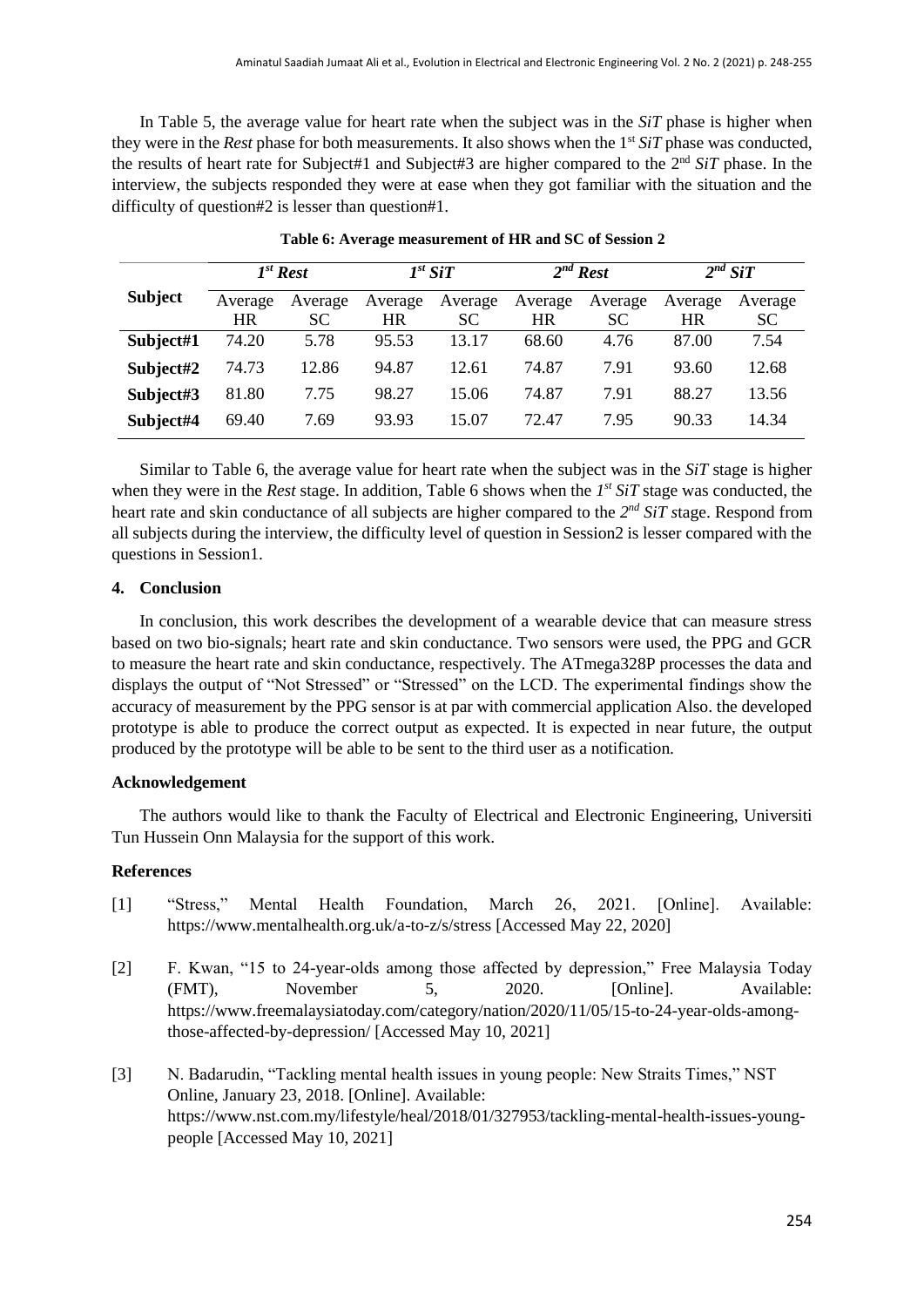In Table 5, the average value for heart rate when the subject was in the *SiT* phase is higher when they were in the *Rest* phase for both measurements. It also shows when the 1st *SiT* phase was conducted, the results of heart rate for Subject#1 and Subject#3 are higher compared to the 2nd *SiT* phase. In the interview, the subjects responded they were at ease when they got familiar with the situation and the difficulty of question#2 is lesser than question#1.

**Table 6: Average measurement of HR and SC of Session 2**

| Subject | *1st Rest* | | *1st SiT* | | *2nd Rest* | | *2nd SiT* | |
|---|---|---|---|---|---|---|---|---|
| | Average HR | Average SC | Average HR | Average SC | Average HR | Average SC | Average HR | Average SC |
| **Subject#1** | 74.20 | 5.78 | 95.53 | 13.17 | 68.60 | 4.76 | 87.00 | 7.54 |
| **Subject#2** | 74.73 | 12.86 | 94.87 | 12.61 | 74.87 | 7.91 | 93.60 | 12.68 |
| **Subject#3** | 81.80 | 7.75 | 98.27 | 15.06 | 74.87 | 7.91 | 88.27 | 13.56 |
| **Subject#4** | 69.40 | 7.69 | 93.93 | 15.07 | 72.47 | 7.95 | 90.33 | 14.34 |

Similar to Table 6, the average value for heart rate when the subject was in the *SiT* stage is higher when they were in the *Rest* stage. In addition, Table 6 shows when the *1st SiT* stage was conducted, the heart rate and skin conductance of all subjects are higher compared to the *2nd SiT* stage. Respond from all subjects during the interview, the difficulty level of question in Session2 is lesser compared with the questions in Session1.

## 4. Conclusion

In conclusion, this work describes the development of a wearable device that can measure stress based on two bio-signals; heart rate and skin conductance. Two sensors were used, the PPG and GCR to measure the heart rate and skin conductance, respectively. The ATmega328P processes the data and displays the output of "Not Stressed" or "Stressed" on the LCD. The experimental findings show the accuracy of measurement by the PPG sensor is at par with commercial application Also. the developed prototype is able to produce the correct output as expected. It is expected in near future, the output produced by the prototype will be able to be sent to the third user as a notification.

### Acknowledgement

The authors would like to thank the Faculty of Electrical and Electronic Engineering, Universiti Tun Hussein Onn Malaysia for the support of this work.

### References

[1] "Stress," Mental Health Foundation, March 26, 2021. [Online]. Available: https://www.mentalhealth.org.uk/a-to-z/s/stress [Accessed May 22, 2020]

[2] F. Kwan, "15 to 24-year-olds among those affected by depression," Free Malaysia Today (FMT), November 5, 2020. [Online]. Available: https://www.freemalaysiatoday.com/category/nation/2020/11/05/15-to-24-year-olds-among-those-affected-by-depression/ [Accessed May 10, 2021]

[3] N. Badarudin, "Tackling mental health issues in young people: New Straits Times," NST Online, January 23, 2018. [Online]. Available: https://www.nst.com.my/lifestyle/heal/2018/01/327953/tackling-mental-health-issues-young-people [Accessed May 10, 2021]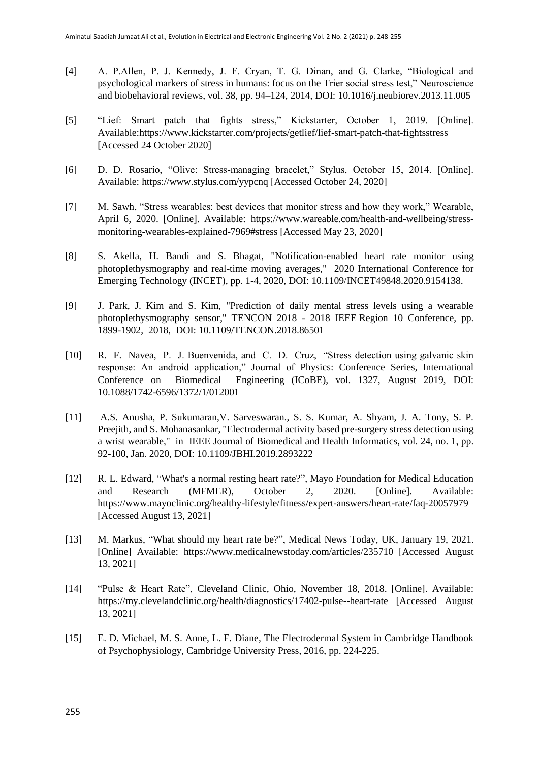[4] A. P.Allen, P. J. Kennedy, J. F. Cryan, T. G. Dinan, and G. Clarke, "Biological and psychological markers of stress in humans: focus on the Trier social stress test," Neuroscience and biobehavioral reviews, vol. 38, pp. 94–124, 2014, DOI: 10.1016/j.neubiorev.2013.11.005

[5] "Lief: Smart patch that fights stress," Kickstarter, October 1, 2019. [Online]. Available:https://www.kickstarter.com/projects/getlief/lief-smart-patch-that-fightsstress [Accessed 24 October 2020]

[6] D. D. Rosario, "Olive: Stress-managing bracelet," Stylus, October 15, 2014. [Online]. Available: https://www.stylus.com/yypcnq [Accessed October 24, 2020]

[7] M. Sawh, "Stress wearables: best devices that monitor stress and how they work," Wearable, April 6, 2020. [Online]. Available: https://www.wareable.com/health-and-wellbeing/stress-monitoring-wearables-explained-7969#stress [Accessed May 23, 2020]

[8] S. Akella, H. Bandi and S. Bhagat, "Notification-enabled heart rate monitor using photoplethysmography and real-time moving averages," 2020 International Conference for Emerging Technology (INCET), pp. 1-4, 2020, DOI: 10.1109/INCET49848.2020.9154138.

[9] J. Park, J. Kim and S. Kim, "Prediction of daily mental stress levels using a wearable photoplethysmography sensor," TENCON 2018 - 2018 IEEE Region 10 Conference, pp. 1899-1902, 2018, DOI: 10.1109/TENCON.2018.86501

[10] R. F. Navea, P. J. Buenvenida, and C. D. Cruz, "Stress detection using galvanic skin response: An android application," Journal of Physics: Conference Series, International Conference on Biomedical Engineering (ICoBE), vol. 1327, August 2019, DOI: 10.1088/1742-6596/1372/1/012001

[11] A.S. Anusha, P. Sukumaran,V. Sarveswaran., S. S. Kumar, A. Shyam, J. A. Tony, S. P. Preejith, and S. Mohanasankar, "Electrodermal activity based pre-surgery stress detection using a wrist wearable," in IEEE Journal of Biomedical and Health Informatics, vol. 24, no. 1, pp. 92-100, Jan. 2020, DOI: 10.1109/JBHI.2019.2893222

[12] R. L. Edward, "What's a normal resting heart rate?", Mayo Foundation for Medical Education and Research (MFMER), October 2, 2020. [Online]. Available: https://www.mayoclinic.org/healthy-lifestyle/fitness/expert-answers/heart-rate/faq-20057979 [Accessed August 13, 2021]

[13] M. Markus, "What should my heart rate be?", Medical News Today, UK, January 19, 2021. [Online] Available: https://www.medicalnewstoday.com/articles/235710 [Accessed August 13, 2021]

[14] "Pulse & Heart Rate", Cleveland Clinic, Ohio, November 18, 2018. [Online]. Available: https://my.clevelandclinic.org/health/diagnostics/17402-pulse--heart-rate [Accessed August 13, 2021]

[15] E. D. Michael, M. S. Anne, L. F. Diane, The Electrodermal System in Cambridge Handbook of Psychophysiology, Cambridge University Press, 2016, pp. 224-225.